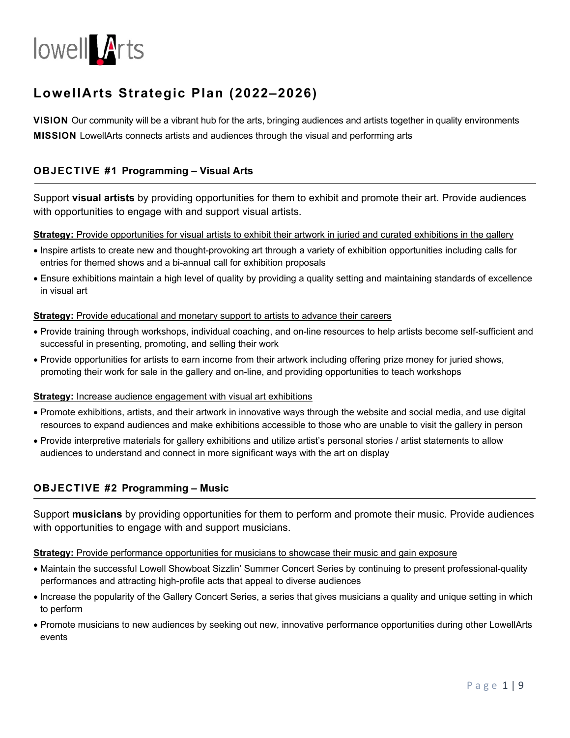lowellArts

# LowellArts Strategic Plan (2022–2026)

**VISION** Our community will be a vibrant hub for the arts, bringing audiences and artists together in quality environments

**MISSION** LowellArts connects artists and audiences through the visual and performing arts

## OBJECTIVE #1 Programming – Visual Arts

Support **visual artists** by providing opportunities for them to exhibit and promote their art. Provide audiences with opportunities to engage with and support visual artists.

**Strategy:** Provide opportunities for visual artists to exhibit their artwork in juried and curated exhibitions in the gallery

- Inspire artists to create new and thought-provoking art through a variety of exhibition opportunities including calls for entries for themed shows and a bi-annual call for exhibition proposals
- Ensure exhibitions maintain a high level of quality by providing a quality setting and maintaining standards of excellence in visual art

**Strategy:** Provide educational and monetary support to artists to advance their careers

- Provide training through workshops, individual coaching, and on-line resources to help artists become self-sufficient and successful in presenting, promoting, and selling their work
- Provide opportunities for artists to earn income from their artwork including offering prize money for juried shows, promoting their work for sale in the gallery and on-line, and providing opportunities to teach workshops

**Strategy:** Increase audience engagement with visual art exhibitions

- Promote exhibitions, artists, and their artwork in innovative ways through the website and social media, and use digital resources to expand audiences and make exhibitions accessible to those who are unable to visit the gallery in person
- Provide interpretive materials for gallery exhibitions and utilize artist's personal stories / artist statements to allow audiences to understand and connect in more significant ways with the art on display

## OBJECTIVE #2 Programming – Music

Support **musicians** by providing opportunities for them to perform and promote their music. Provide audiences with opportunities to engage with and support musicians.

**Strategy:** Provide performance opportunities for musicians to showcase their music and gain exposure

- Maintain the successful Lowell Showboat Sizzlin' Summer Concert Series by continuing to present professional-quality performances and attracting high-profile acts that appeal to diverse audiences
- Increase the popularity of the Gallery Concert Series, a series that gives musicians a quality and unique setting in which to perform
- Promote musicians to new audiences by seeking out new, innovative performance opportunities during other LowellArts events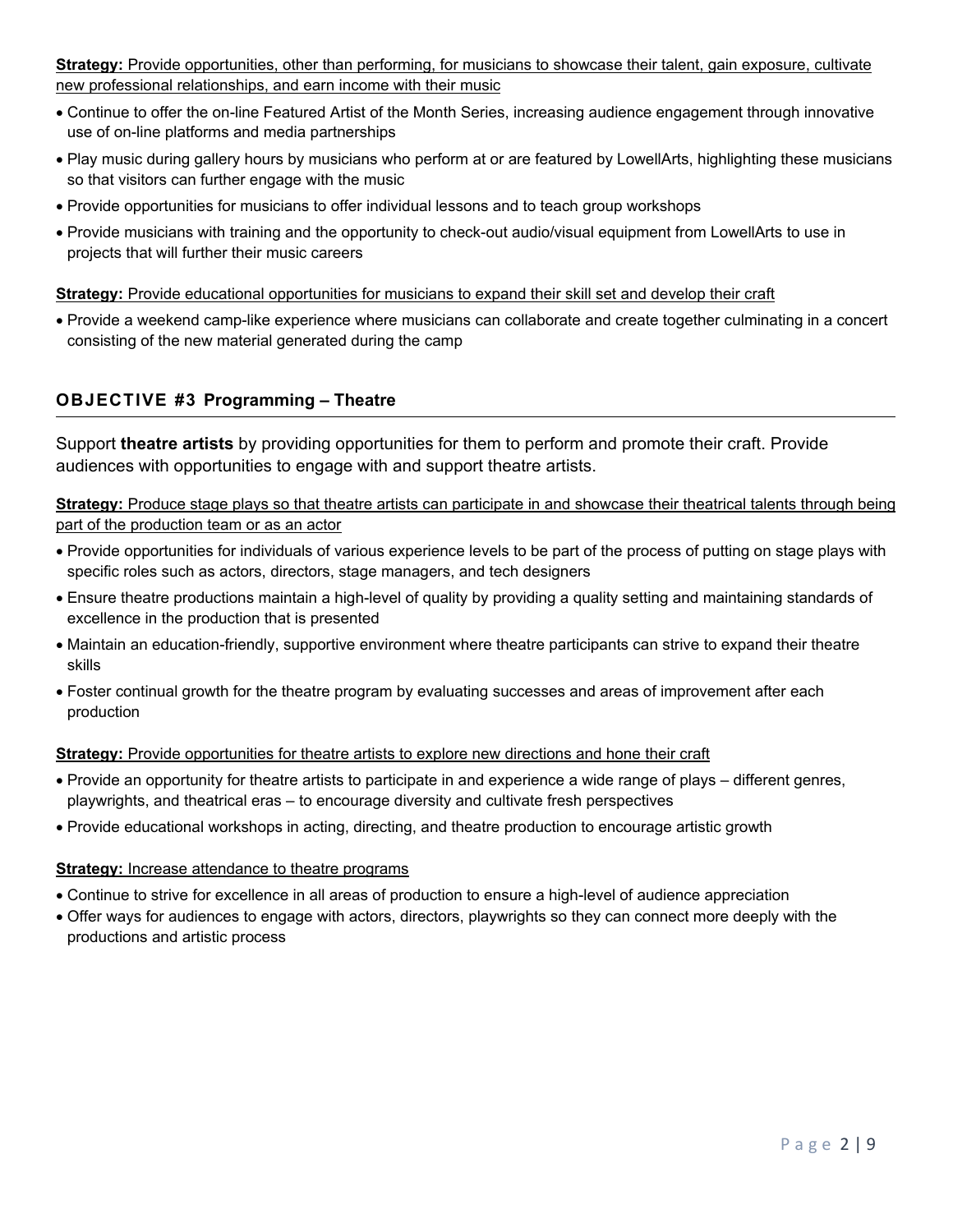**Strategy:** Provide opportunities, other than performing, for musicians to showcase their talent, gain exposure, cultivate new professional relationships, and earn income with their music

- Continue to offer the on-line Featured Artist of the Month Series, increasing audience engagement through innovative use of on-line platforms and media partnerships
- Play music during gallery hours by musicians who perform at or are featured by LowellArts, highlighting these musicians so that visitors can further engage with the music
- Provide opportunities for musicians to offer individual lessons and to teach group workshops
- Provide musicians with training and the opportunity to check-out audio/visual equipment from LowellArts to use in projects that will further their music careers

**Strategy:** Provide educational opportunities for musicians to expand their skill set and develop their craft

- Provide a weekend camp-like experience where musicians can collaborate and create together culminating in a concert consisting of the new material generated during the camp

## OBJECTIVE #3 Programming – Theatre

Support **theatre artists** by providing opportunities for them to perform and promote their craft. Provide audiences with opportunities to engage with and support theatre artists.

**Strategy:** Produce stage plays so that theatre artists can participate in and showcase their theatrical talents through being part of the production team or as an actor

- Provide opportunities for individuals of various experience levels to be part of the process of putting on stage plays with specific roles such as actors, directors, stage managers, and tech designers
- Ensure theatre productions maintain a high-level of quality by providing a quality setting and maintaining standards of excellence in the production that is presented
- Maintain an education-friendly, supportive environment where theatre participants can strive to expand their theatre skills
- Foster continual growth for the theatre program by evaluating successes and areas of improvement after each production

**Strategy:** Provide opportunities for theatre artists to explore new directions and hone their craft

- Provide an opportunity for theatre artists to participate in and experience a wide range of plays – different genres, playwrights, and theatrical eras – to encourage diversity and cultivate fresh perspectives
- Provide educational workshops in acting, directing, and theatre production to encourage artistic growth

**Strategy:** Increase attendance to theatre programs

- Continue to strive for excellence in all areas of production to ensure a high-level of audience appreciation
- Offer ways for audiences to engage with actors, directors, playwrights so they can connect more deeply with the productions and artistic process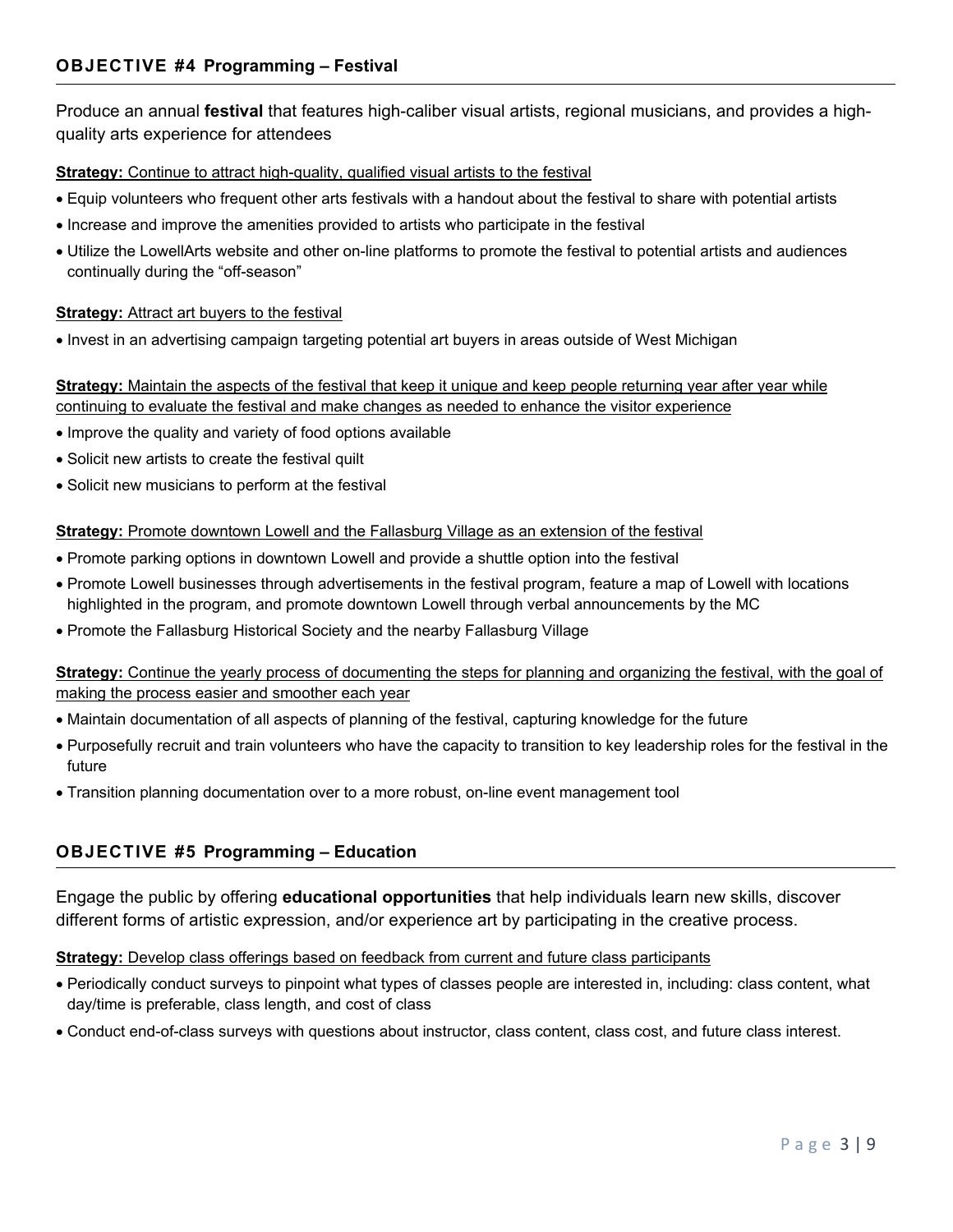## OBJECTIVE #4 Programming – Festival

Produce an annual **festival** that features high-caliber visual artists, regional musicians, and provides a high-quality arts experience for attendees

**Strategy:** Continue to attract high-quality, qualified visual artists to the festival

- Equip volunteers who frequent other arts festivals with a handout about the festival to share with potential artists
- Increase and improve the amenities provided to artists who participate in the festival
- Utilize the LowellArts website and other on-line platforms to promote the festival to potential artists and audiences continually during the "off-season"

**Strategy:** Attract art buyers to the festival

- Invest in an advertising campaign targeting potential art buyers in areas outside of West Michigan

**Strategy:** Maintain the aspects of the festival that keep it unique and keep people returning year after year while continuing to evaluate the festival and make changes as needed to enhance the visitor experience

- Improve the quality and variety of food options available
- Solicit new artists to create the festival quilt
- Solicit new musicians to perform at the festival

**Strategy:** Promote downtown Lowell and the Fallasburg Village as an extension of the festival

- Promote parking options in downtown Lowell and provide a shuttle option into the festival
- Promote Lowell businesses through advertisements in the festival program, feature a map of Lowell with locations highlighted in the program, and promote downtown Lowell through verbal announcements by the MC
- Promote the Fallasburg Historical Society and the nearby Fallasburg Village

**Strategy:** Continue the yearly process of documenting the steps for planning and organizing the festival, with the goal of making the process easier and smoother each year

- Maintain documentation of all aspects of planning of the festival, capturing knowledge for the future
- Purposefully recruit and train volunteers who have the capacity to transition to key leadership roles for the festival in the future
- Transition planning documentation over to a more robust, on-line event management tool

## OBJECTIVE #5 Programming – Education

Engage the public by offering **educational opportunities** that help individuals learn new skills, discover different forms of artistic expression, and/or experience art by participating in the creative process.

**Strategy:** Develop class offerings based on feedback from current and future class participants

- Periodically conduct surveys to pinpoint what types of classes people are interested in, including: class content, what day/time is preferable, class length, and cost of class
- Conduct end-of-class surveys with questions about instructor, class content, class cost, and future class interest.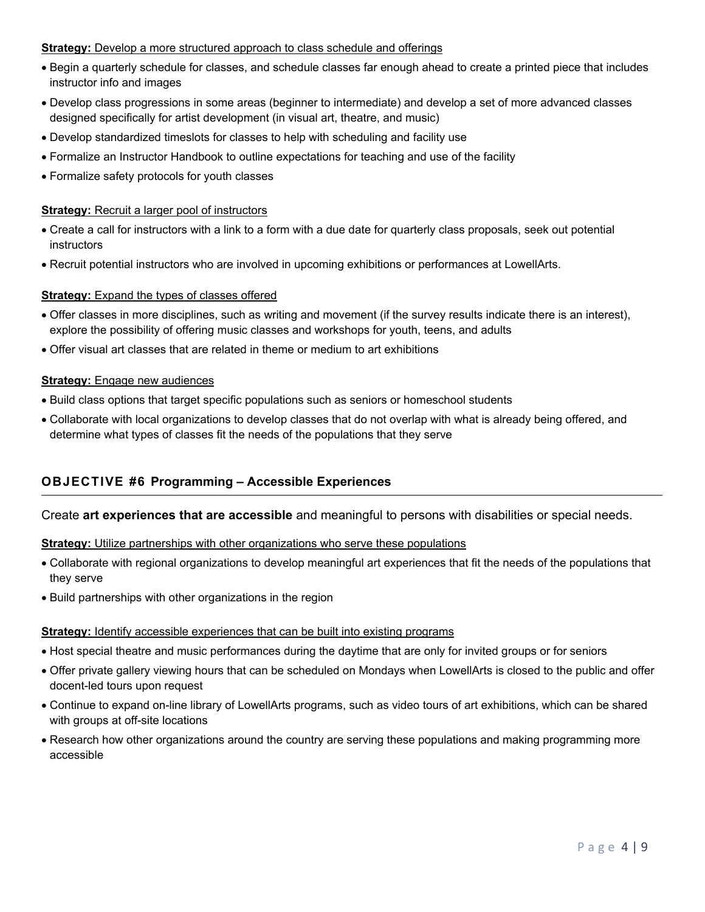**Strategy:** Develop a more structured approach to class schedule and offerings

- Begin a quarterly schedule for classes, and schedule classes far enough ahead to create a printed piece that includes instructor info and images
- Develop class progressions in some areas (beginner to intermediate) and develop a set of more advanced classes designed specifically for artist development (in visual art, theatre, and music)
- Develop standardized timeslots for classes to help with scheduling and facility use
- Formalize an Instructor Handbook to outline expectations for teaching and use of the facility
- Formalize safety protocols for youth classes

**Strategy:** Recruit a larger pool of instructors

- Create a call for instructors with a link to a form with a due date for quarterly class proposals, seek out potential instructors
- Recruit potential instructors who are involved in upcoming exhibitions or performances at LowellArts.

**Strategy:** Expand the types of classes offered

- Offer classes in more disciplines, such as writing and movement (if the survey results indicate there is an interest), explore the possibility of offering music classes and workshops for youth, teens, and adults
- Offer visual art classes that are related in theme or medium to art exhibitions

**Strategy:** Engage new audiences

- Build class options that target specific populations such as seniors or homeschool students
- Collaborate with local organizations to develop classes that do not overlap with what is already being offered, and determine what types of classes fit the needs of the populations that they serve

## OBJECTIVE #6 Programming – Accessible Experiences

Create **art experiences that are accessible** and meaningful to persons with disabilities or special needs.

**Strategy:** Utilize partnerships with other organizations who serve these populations

- Collaborate with regional organizations to develop meaningful art experiences that fit the needs of the populations that they serve
- Build partnerships with other organizations in the region

**Strategy:** Identify accessible experiences that can be built into existing programs

- Host special theatre and music performances during the daytime that are only for invited groups or for seniors
- Offer private gallery viewing hours that can be scheduled on Mondays when LowellArts is closed to the public and offer docent-led tours upon request
- Continue to expand on-line library of LowellArts programs, such as video tours of art exhibitions, which can be shared with groups at off-site locations
- Research how other organizations around the country are serving these populations and making programming more accessible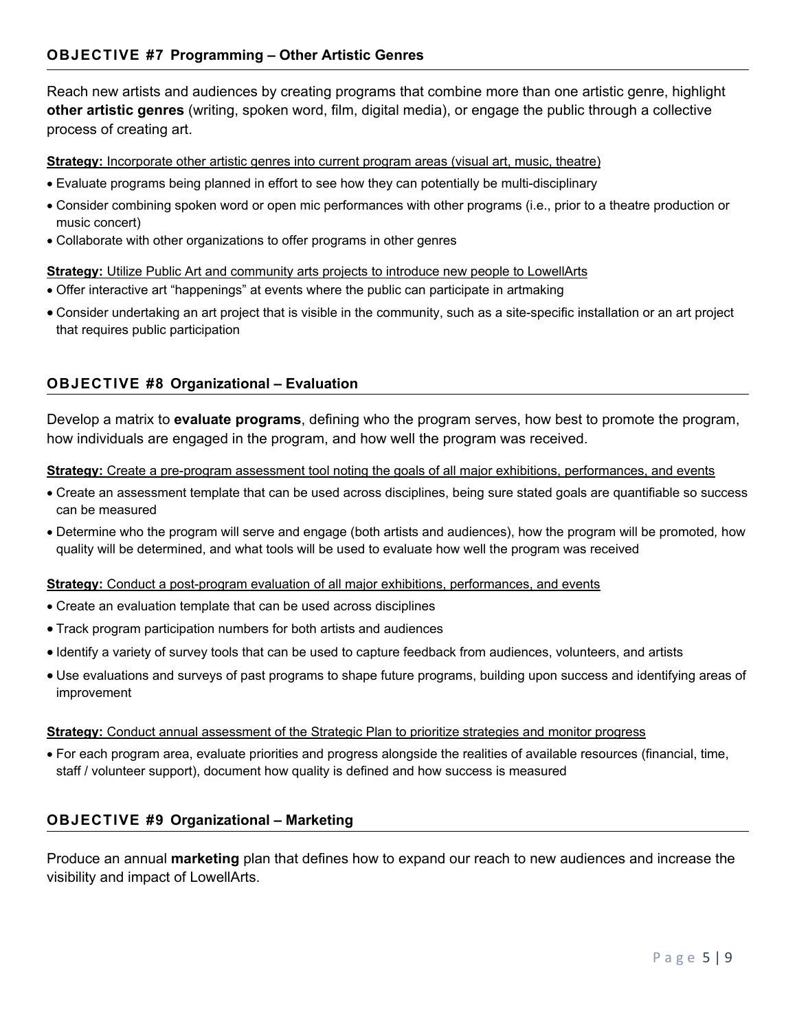## OBJECTIVE #7 Programming – Other Artistic Genres

Reach new artists and audiences by creating programs that combine more than one artistic genre, highlight **other artistic genres** (writing, spoken word, film, digital media), or engage the public through a collective process of creating art.

**Strategy:** Incorporate other artistic genres into current program areas (visual art, music, theatre)

- Evaluate programs being planned in effort to see how they can potentially be multi-disciplinary
- Consider combining spoken word or open mic performances with other programs (i.e., prior to a theatre production or music concert)
- Collaborate with other organizations to offer programs in other genres

**Strategy:** Utilize Public Art and community arts projects to introduce new people to LowellArts

- Offer interactive art "happenings" at events where the public can participate in artmaking
- Consider undertaking an art project that is visible in the community, such as a site-specific installation or an art project that requires public participation

## OBJECTIVE #8 Organizational – Evaluation

Develop a matrix to **evaluate programs**, defining who the program serves, how best to promote the program, how individuals are engaged in the program, and how well the program was received.

**Strategy:** Create a pre-program assessment tool noting the goals of all major exhibitions, performances, and events

- Create an assessment template that can be used across disciplines, being sure stated goals are quantifiable so success can be measured
- Determine who the program will serve and engage (both artists and audiences), how the program will be promoted, how quality will be determined, and what tools will be used to evaluate how well the program was received

**Strategy:** Conduct a post-program evaluation of all major exhibitions, performances, and events

- Create an evaluation template that can be used across disciplines
- Track program participation numbers for both artists and audiences
- Identify a variety of survey tools that can be used to capture feedback from audiences, volunteers, and artists
- Use evaluations and surveys of past programs to shape future programs, building upon success and identifying areas of improvement

**Strategy:** Conduct annual assessment of the Strategic Plan to prioritize strategies and monitor progress

- For each program area, evaluate priorities and progress alongside the realities of available resources (financial, time, staff / volunteer support), document how quality is defined and how success is measured

## OBJECTIVE #9 Organizational – Marketing

Produce an annual **marketing** plan that defines how to expand our reach to new audiences and increase the visibility and impact of LowellArts.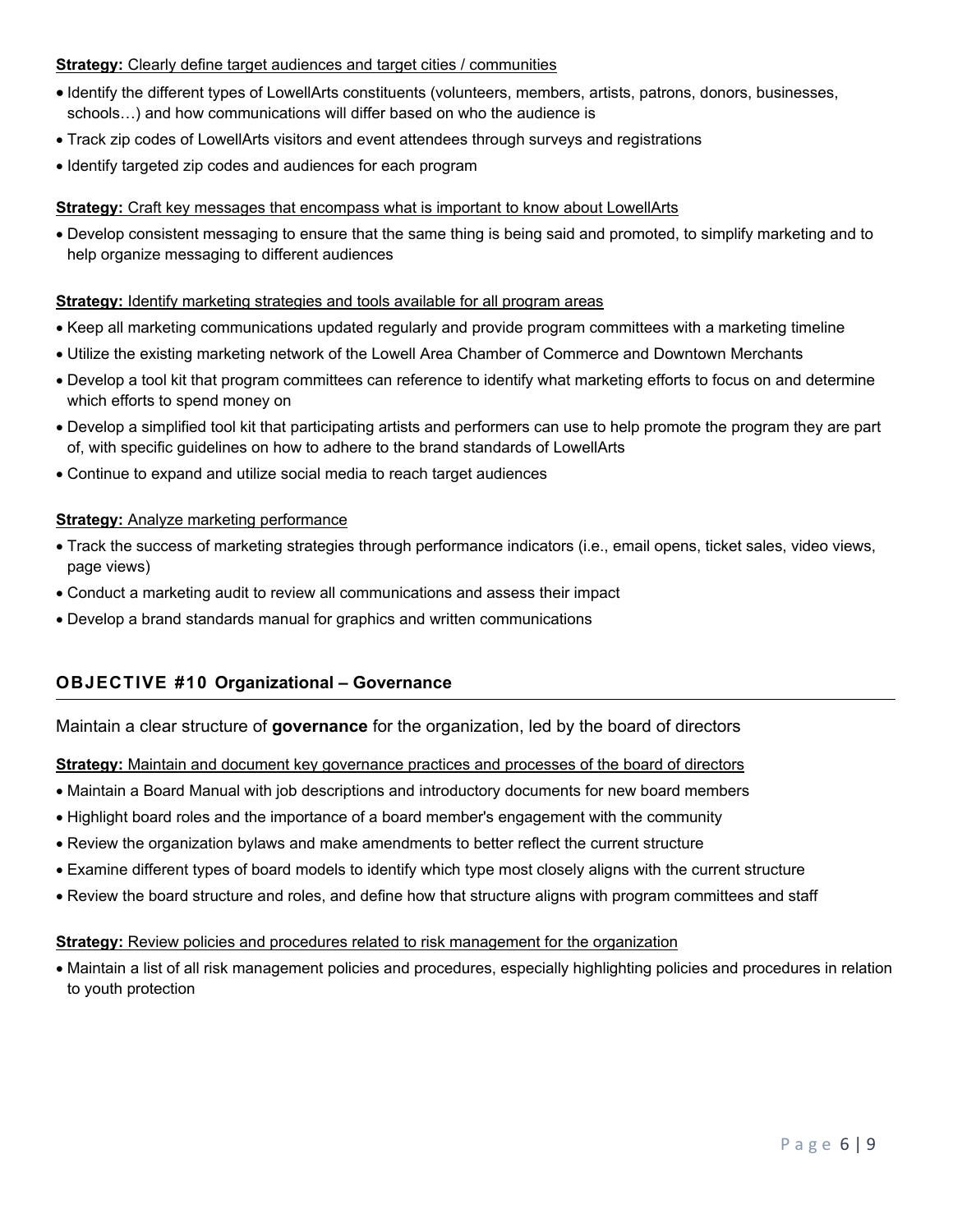**Strategy:** Clearly define target audiences and target cities / communities

- Identify the different types of LowellArts constituents (volunteers, members, artists, patrons, donors, businesses, schools…) and how communications will differ based on who the audience is
- Track zip codes of LowellArts visitors and event attendees through surveys and registrations
- Identify targeted zip codes and audiences for each program

**Strategy:** Craft key messages that encompass what is important to know about LowellArts

- Develop consistent messaging to ensure that the same thing is being said and promoted, to simplify marketing and to help organize messaging to different audiences

**Strategy:** Identify marketing strategies and tools available for all program areas

- Keep all marketing communications updated regularly and provide program committees with a marketing timeline
- Utilize the existing marketing network of the Lowell Area Chamber of Commerce and Downtown Merchants
- Develop a tool kit that program committees can reference to identify what marketing efforts to focus on and determine which efforts to spend money on
- Develop a simplified tool kit that participating artists and performers can use to help promote the program they are part of, with specific guidelines on how to adhere to the brand standards of LowellArts
- Continue to expand and utilize social media to reach target audiences

**Strategy:** Analyze marketing performance

- Track the success of marketing strategies through performance indicators (i.e., email opens, ticket sales, video views, page views)
- Conduct a marketing audit to review all communications and assess their impact
- Develop a brand standards manual for graphics and written communications

## OBJECTIVE #10 Organizational – Governance

Maintain a clear structure of **governance** for the organization, led by the board of directors

**Strategy:** Maintain and document key governance practices and processes of the board of directors

- Maintain a Board Manual with job descriptions and introductory documents for new board members
- Highlight board roles and the importance of a board member's engagement with the community
- Review the organization bylaws and make amendments to better reflect the current structure
- Examine different types of board models to identify which type most closely aligns with the current structure
- Review the board structure and roles, and define how that structure aligns with program committees and staff

**Strategy:** Review policies and procedures related to risk management for the organization

- Maintain a list of all risk management policies and procedures, especially highlighting policies and procedures in relation to youth protection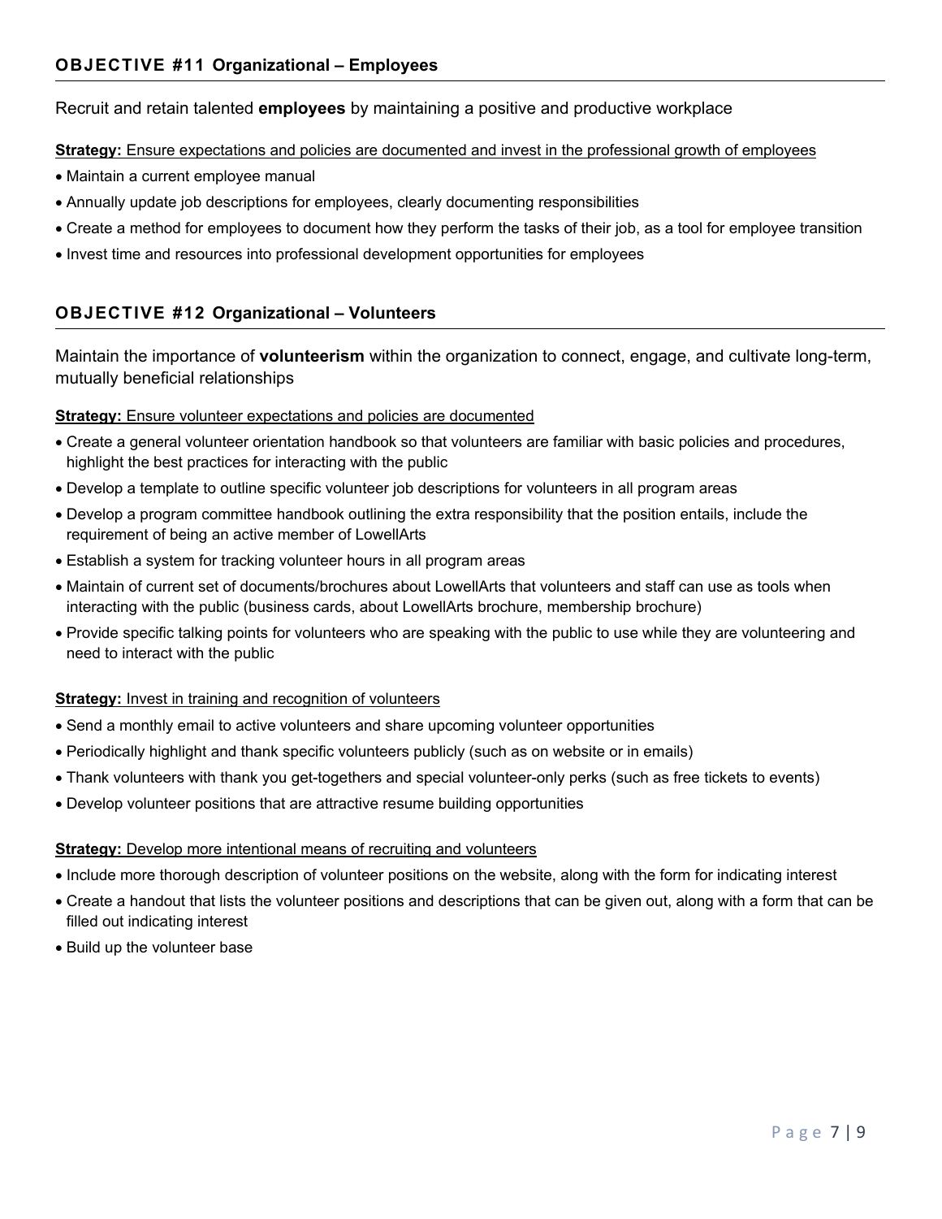## OBJECTIVE #11 Organizational – Employees

Recruit and retain talented **employees** by maintaining a positive and productive workplace

**Strategy:** Ensure expectations and policies are documented and invest in the professional growth of employees

- Maintain a current employee manual
- Annually update job descriptions for employees, clearly documenting responsibilities
- Create a method for employees to document how they perform the tasks of their job, as a tool for employee transition
- Invest time and resources into professional development opportunities for employees

## OBJECTIVE #12 Organizational – Volunteers

Maintain the importance of **volunteerism** within the organization to connect, engage, and cultivate long-term, mutually beneficial relationships

**Strategy:** Ensure volunteer expectations and policies are documented

- Create a general volunteer orientation handbook so that volunteers are familiar with basic policies and procedures, highlight the best practices for interacting with the public
- Develop a template to outline specific volunteer job descriptions for volunteers in all program areas
- Develop a program committee handbook outlining the extra responsibility that the position entails, include the requirement of being an active member of LowellArts
- Establish a system for tracking volunteer hours in all program areas
- Maintain of current set of documents/brochures about LowellArts that volunteers and staff can use as tools when interacting with the public (business cards, about LowellArts brochure, membership brochure)
- Provide specific talking points for volunteers who are speaking with the public to use while they are volunteering and need to interact with the public

**Strategy:** Invest in training and recognition of volunteers

- Send a monthly email to active volunteers and share upcoming volunteer opportunities
- Periodically highlight and thank specific volunteers publicly (such as on website or in emails)
- Thank volunteers with thank you get-togethers and special volunteer-only perks (such as free tickets to events)
- Develop volunteer positions that are attractive resume building opportunities

**Strategy:** Develop more intentional means of recruiting and volunteers

- Include more thorough description of volunteer positions on the website, along with the form for indicating interest
- Create a handout that lists the volunteer positions and descriptions that can be given out, along with a form that can be filled out indicating interest
- Build up the volunteer base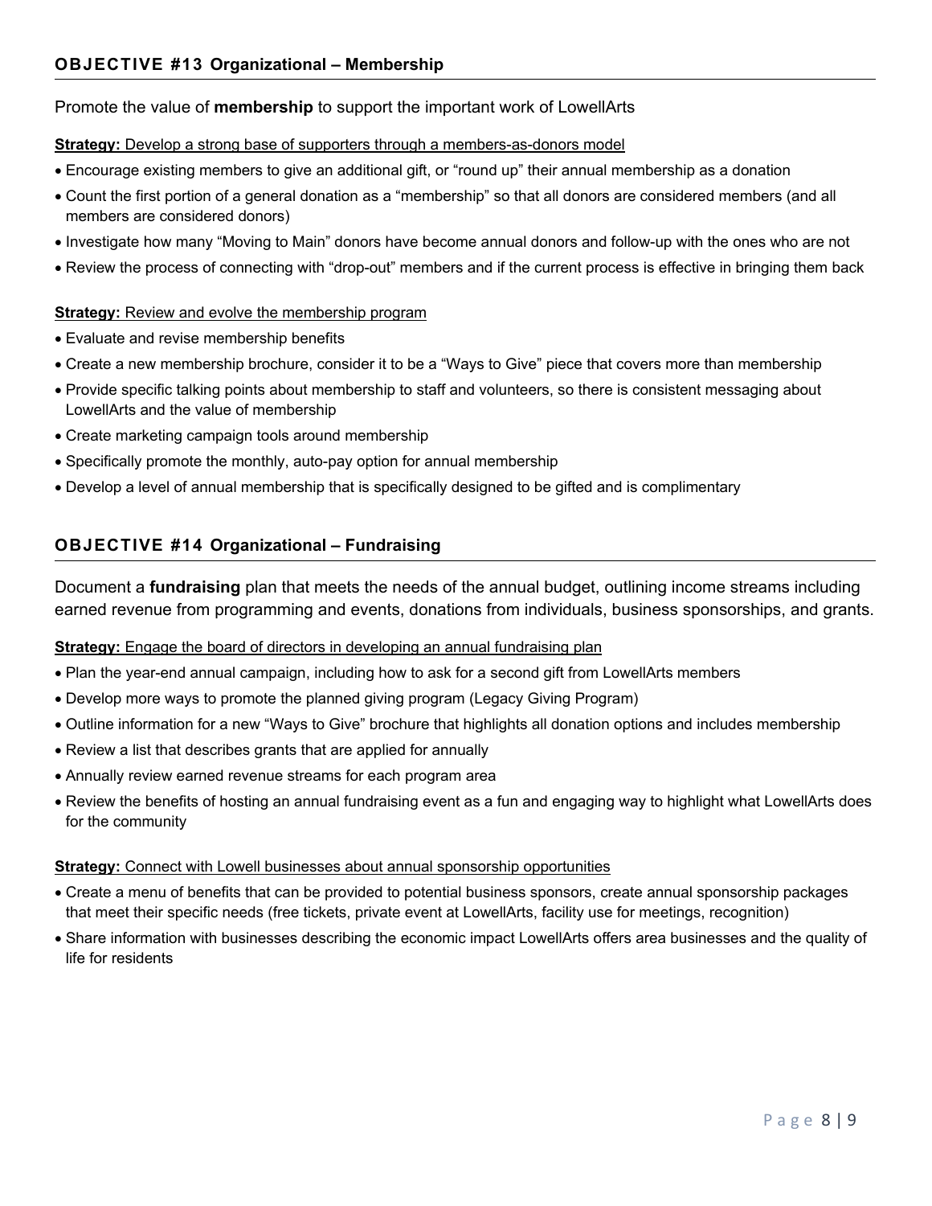## OBJECTIVE #13 Organizational – Membership

Promote the value of **membership** to support the important work of LowellArts

**Strategy:** Develop a strong base of supporters through a members-as-donors model

- Encourage existing members to give an additional gift, or "round up" their annual membership as a donation
- Count the first portion of a general donation as a "membership" so that all donors are considered members (and all members are considered donors)
- Investigate how many "Moving to Main" donors have become annual donors and follow-up with the ones who are not
- Review the process of connecting with "drop-out" members and if the current process is effective in bringing them back

**Strategy:** Review and evolve the membership program

- Evaluate and revise membership benefits
- Create a new membership brochure, consider it to be a "Ways to Give" piece that covers more than membership
- Provide specific talking points about membership to staff and volunteers, so there is consistent messaging about LowellArts and the value of membership
- Create marketing campaign tools around membership
- Specifically promote the monthly, auto-pay option for annual membership
- Develop a level of annual membership that is specifically designed to be gifted and is complimentary

## OBJECTIVE #14 Organizational – Fundraising

Document a **fundraising** plan that meets the needs of the annual budget, outlining income streams including earned revenue from programming and events, donations from individuals, business sponsorships, and grants.

**Strategy:** Engage the board of directors in developing an annual fundraising plan

- Plan the year-end annual campaign, including how to ask for a second gift from LowellArts members
- Develop more ways to promote the planned giving program (Legacy Giving Program)
- Outline information for a new "Ways to Give" brochure that highlights all donation options and includes membership
- Review a list that describes grants that are applied for annually
- Annually review earned revenue streams for each program area
- Review the benefits of hosting an annual fundraising event as a fun and engaging way to highlight what LowellArts does for the community

**Strategy:** Connect with Lowell businesses about annual sponsorship opportunities

- Create a menu of benefits that can be provided to potential business sponsors, create annual sponsorship packages that meet their specific needs (free tickets, private event at LowellArts, facility use for meetings, recognition)
- Share information with businesses describing the economic impact LowellArts offers area businesses and the quality of life for residents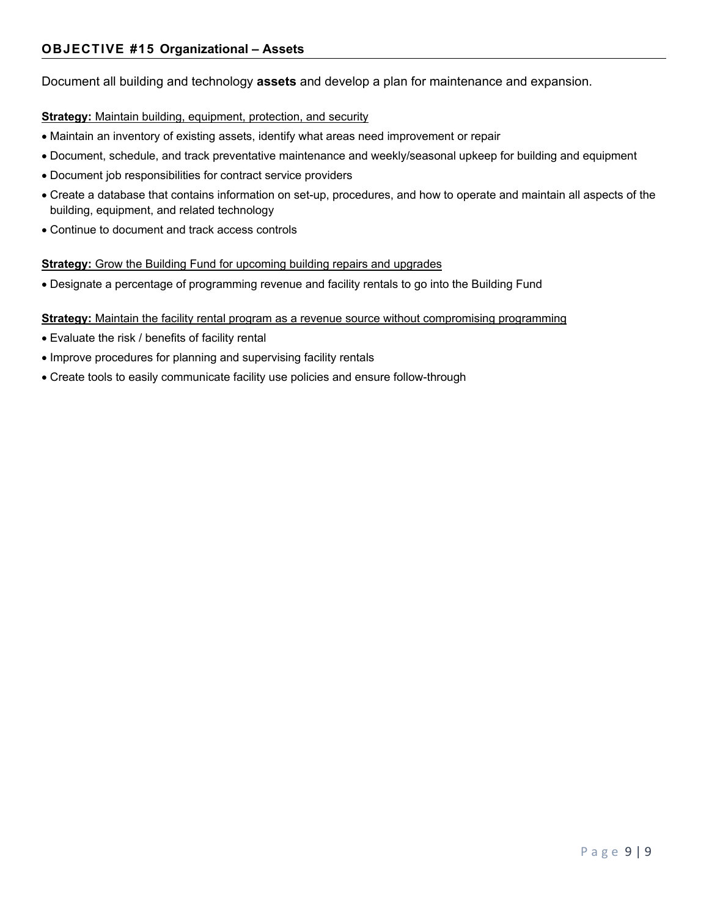## OBJECTIVE #15 Organizational – Assets

Document all building and technology **assets** and develop a plan for maintenance and expansion.

**Strategy:** Maintain building, equipment, protection, and security

- Maintain an inventory of existing assets, identify what areas need improvement or repair
- Document, schedule, and track preventative maintenance and weekly/seasonal upkeep for building and equipment
- Document job responsibilities for contract service providers
- Create a database that contains information on set-up, procedures, and how to operate and maintain all aspects of the building, equipment, and related technology
- Continue to document and track access controls

**Strategy:** Grow the Building Fund for upcoming building repairs and upgrades

- Designate a percentage of programming revenue and facility rentals to go into the Building Fund

**Strategy:** Maintain the facility rental program as a revenue source without compromising programming

- Evaluate the risk / benefits of facility rental
- Improve procedures for planning and supervising facility rentals
- Create tools to easily communicate facility use policies and ensure follow-through